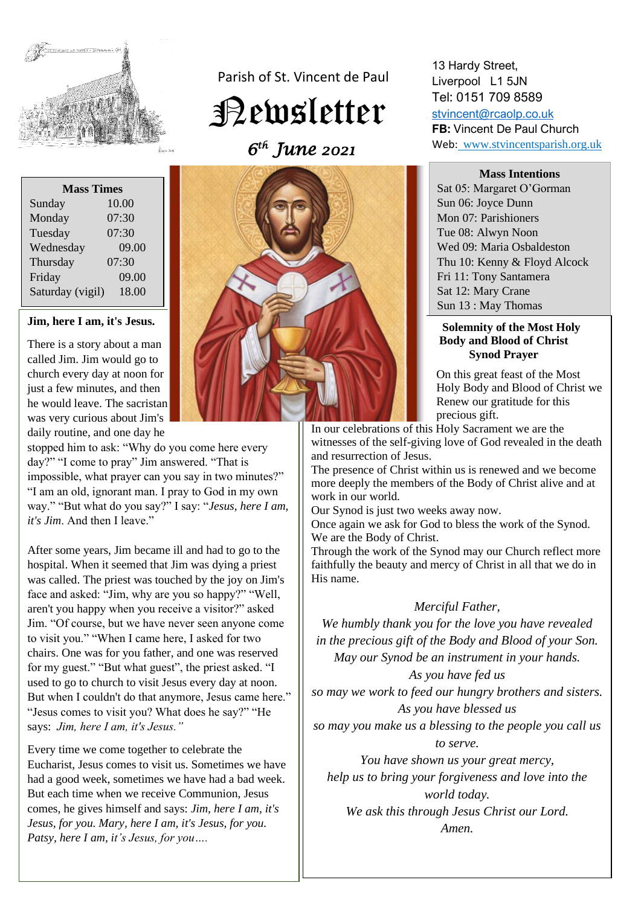Parish of St. Vincent de Paul

# Newsletter

*6th June 2021*

13 Hardy Street,
Liverpool L1 5JN
Tel: 0151 709 8589
stvincent@rcaolp.co.uk
**FB:** Vincent De Paul Church
Web: www.stvincentsparish.org.uk

| **Mass Times** | |
|---|---|
| Sunday | 10.00 |
| Monday | 07:30 |
| Tuesday | 07:30 |
| Wednesday | 09.00 |
| Thursday | 07:30 |
| Friday | 09.00 |
| Saturday (vigil) | 18.00 |

### Jim, here I am, it's Jesus.

There is a story about a man called Jim. Jim would go to church every day at noon for just a few minutes, and then he would leave. The sacristan was very curious about Jim's daily routine, and one day he stopped him to ask: "Why do you come here every day?" "I come to pray" Jim answered. "That is impossible, what prayer can you say in two minutes?" "I am an old, ignorant man. I pray to God in my own way." "But what do you say?" I say: "*Jesus, here I am, it's Jim*. And then I leave."

After some years, Jim became ill and had to go to the hospital. When it seemed that Jim was dying a priest was called. The priest was touched by the joy on Jim's face and asked: "Jim, why are you so happy?" "Well, aren't you happy when you receive a visitor?" asked Jim. "Of course, but we have never seen anyone come to visit you." "When I came here, I asked for two chairs. One was for you father, and one was reserved for my guest." "But what guest", the priest asked. "I used to go to church to visit Jesus every day at noon. But when I couldn't do that anymore, Jesus came here." "Jesus comes to visit you? What does he say?" "He says: *Jim, here I am, it's Jesus."*

Every time we come together to celebrate the Eucharist, Jesus comes to visit us. Sometimes we have had a good week, sometimes we have had a bad week. But each time when we receive Communion, Jesus comes, he gives himself and says: *Jim, here I am, it's Jesus, for you. Mary, here I am, it's Jesus, for you. Patsy, here I am, it's Jesus, for you….*

### Mass Intentions

Sat 05: Margaret O'Gorman
Sun 06: Joyce Dunn
Mon 07: Parishioners
Tue 08: Alwyn Noon
Wed 09: Maria Osbaldeston
Thu 10: Kenny & Floyd Alcock
Fri 11: Tony Santamera
Sat 12: Mary Crane
Sun 13 : May Thomas

### Solemnity of the Most Holy Body and Blood of Christ
### Synod Prayer

On this great feast of the Most Holy Body and Blood of Christ we Renew our gratitude for this precious gift.
In our celebrations of this Holy Sacrament we are the witnesses of the self-giving love of God revealed in the death and resurrection of Jesus.
The presence of Christ within us is renewed and we become more deeply the members of the Body of Christ alive and at work in our world.
Our Synod is just two weeks away now.
Once again we ask for God to bless the work of the Synod.
We are the Body of Christ.
Through the work of the Synod may our Church reflect more faithfully the beauty and mercy of Christ in all that we do in His name.

*Merciful Father,*
*We humbly thank you for the love you have revealed in the precious gift of the Body and Blood of your Son.*
*May our Synod be an instrument in your hands.*
*As you have fed us*
*so may we work to feed our hungry brothers and sisters.*
*As you have blessed us*
*so may you make us a blessing to the people you call us to serve.*
*You have shown us your great mercy,*
*help us to bring your forgiveness and love into the world today.*
*We ask this through Jesus Christ our Lord.*
*Amen.*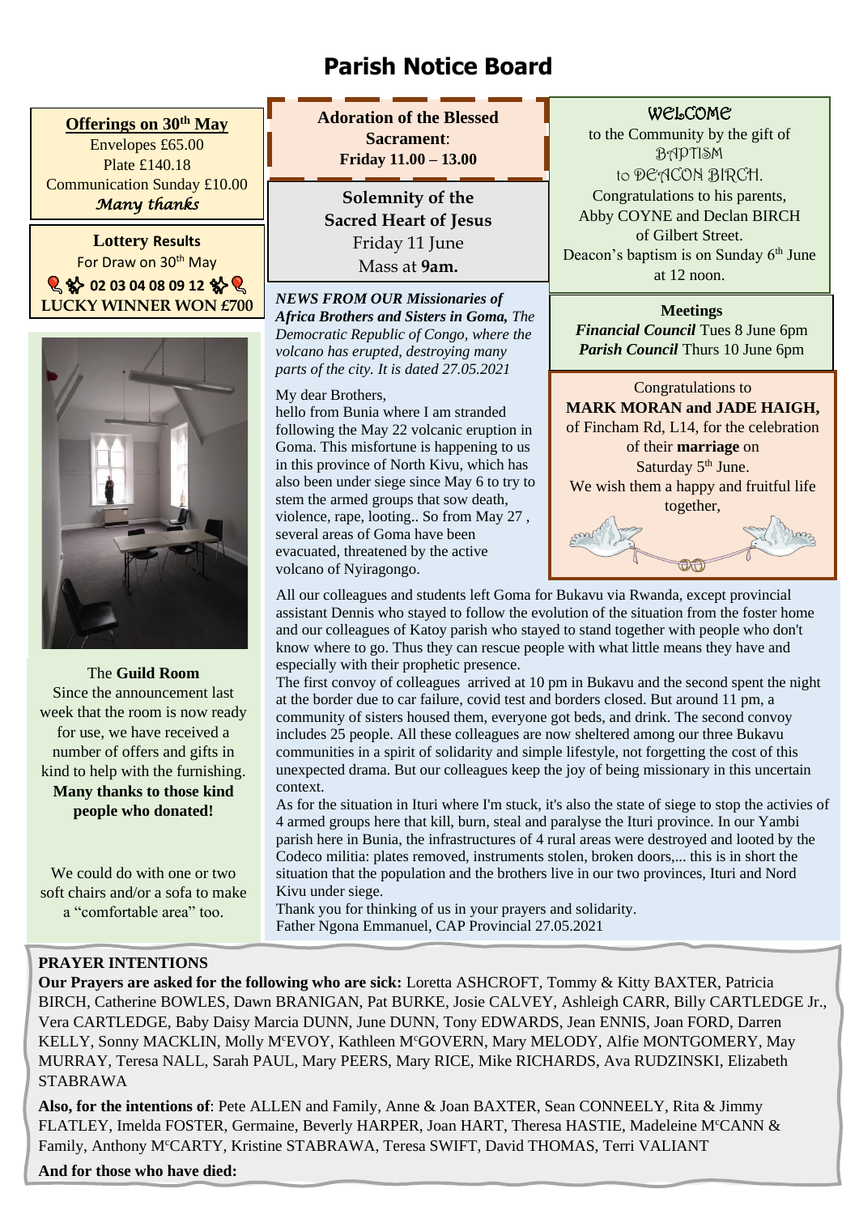# Parish Notice Board

**Offerings on 30th May**

Envelopes £65.00
Plate £140.18
Communication Sunday £10.00
*Many thanks*

**Lottery Results**
For Draw on 30th May
**02 03 04 08 09 12**
**LUCKY WINNER WON £700**

The **Guild Room**
Since the announcement last week that the room is now ready for use, we have received a number of offers and gifts in kind to help with the furnishing. **Many thanks to those kind people who donated!**

We could do with one or two soft chairs and/or a sofa to make a "comfortable area" too.

**Adoration of the Blessed Sacrament**:
**Friday 11.00 – 13.00**

**Solemnity of the Sacred Heart of Jesus**
Friday 11 June
Mass at **9am.**

***NEWS FROM OUR Missionaries of Africa Brothers and Sisters in Goma,*** *The Democratic Republic of Congo, where the volcano has erupted, destroying many parts of the city. It is dated 27.05.2021*

My dear Brothers,
hello from Bunia where I am stranded following the May 22 volcanic eruption in Goma. This misfortune is happening to us in this province of North Kivu, which has also been under siege since May 6 to try to stem the armed groups that sow death, violence, rape, looting.. So from May 27 , several areas of Goma have been evacuated, threatened by the active volcano of Nyiragongo.

All our colleagues and students left Goma for Bukavu via Rwanda, except provincial assistant Dennis who stayed to follow the evolution of the situation from the foster home and our colleagues of Katoy parish who stayed to stand together with people who don't know where to go. Thus they can rescue people with what little means they have and especially with their prophetic presence.
The first convoy of colleagues arrived at 10 pm in Bukavu and the second spent the night at the border due to car failure, covid test and borders closed. But around 11 pm, a community of sisters housed them, everyone got beds, and drink. The second convoy includes 25 people. All these colleagues are now sheltered among our three Bukavu communities in a spirit of solidarity and simple lifestyle, not forgetting the cost of this unexpected drama. But our colleagues keep the joy of being missionary in this uncertain context.
As for the situation in Ituri where I'm stuck, it's also the state of siege to stop the activies of 4 armed groups here that kill, burn, steal and paralyse the Ituri province. In our Yambi parish here in Bunia, the infrastructures of 4 rural areas were destroyed and looted by the Codeco militia: plates removed, instruments stolen, broken doors,... this is in short the situation that the population and the brothers live in our two provinces, Ituri and Nord Kivu under siege.
Thank you for thinking of us in your prayers and solidarity.
Father Ngona Emmanuel, CAP Provincial 27.05.2021

WELCOME
to the Community by the gift of BAPTISM to DEACON BIRCH.
Congratulations to his parents, Abby COYNE and Declan BIRCH of Gilbert Street.
Deacon's baptism is on Sunday 6th June at 12 noon.

**Meetings**
***Financial Council*** Tues 8 June 6pm
***Parish Council*** Thurs 10 June 6pm

Congratulations to
**MARK MORAN and JADE HAIGH,**
of Fincham Rd, L14, for the celebration of their **marriage** on Saturday 5th June.
We wish them a happy and fruitful life together,

**PRAYER INTENTIONS**

**Our Prayers are asked for the following who are sick:** Loretta ASHCROFT, Tommy & Kitty BAXTER, Patricia BIRCH, Catherine BOWLES, Dawn BRANIGAN, Pat BURKE, Josie CALVEY, Ashleigh CARR, Billy CARTLEDGE Jr., Vera CARTLEDGE, Baby Daisy Marcia DUNN, June DUNN, Tony EDWARDS, Jean ENNIS, Joan FORD, Darren KELLY, Sonny MACKLIN, Molly McEVOY, Kathleen McGOVERN, Mary MELODY, Alfie MONTGOMERY, May MURRAY, Teresa NALL, Sarah PAUL, Mary PEERS, Mary RICE, Mike RICHARDS, Ava RUDZINSKI, Elizabeth STABRAWA

**Also, for the intentions of**: Pete ALLEN and Family, Anne & Joan BAXTER, Sean CONNEELY, Rita & Jimmy FLATLEY, Imelda FOSTER, Germaine, Beverly HARPER, Joan HART, Theresa HASTIE, Madeleine McCANN & Family, Anthony McCARTY, Kristine STABRAWA, Teresa SWIFT, David THOMAS, Terri VALIANT

**And for those who have died:**